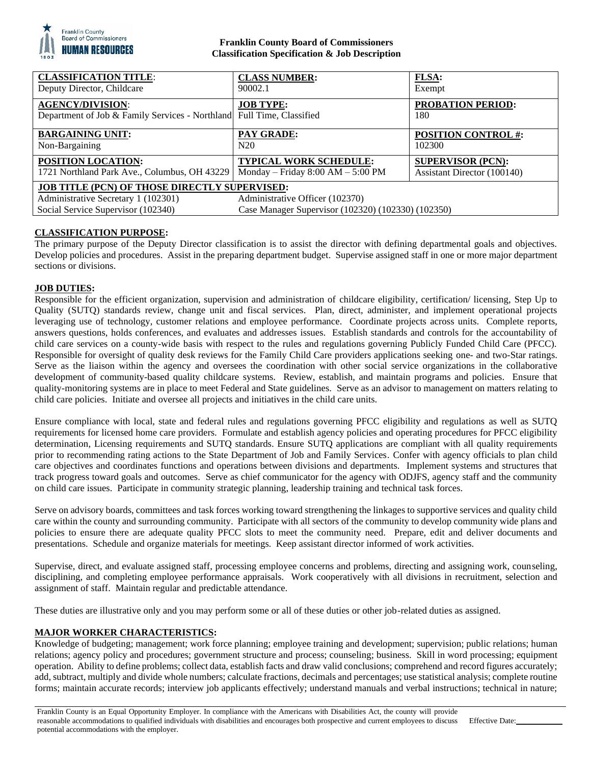**Franklin County Board of Commissioners**
**Classification Specification & Job Description**

| **CLASSIFICATION TITLE**: Deputy Director, Childcare | **CLASS NUMBER:** 90002.1 | **FLSA:** Exempt |
|---|---|---|
| **AGENCY/DIVISION**: Department of Job & Family Services - Northland | **JOB TYPE:** Full Time, Classified | **PROBATION PERIOD:** 180 |
| **BARGAINING UNIT:** Non-Bargaining | **PAY GRADE:** N20 | **POSITION CONTROL #:** 102300 |
| **POSITION LOCATION:** 1721 Northland Park Ave., Columbus, OH 43229 | **TYPICAL WORK SCHEDULE:** Monday – Friday 8:00 AM – 5:00 PM | **SUPERVISOR (PCN):** Assistant Director (100140) |
| **JOB TITLE (PCN) OF THOSE DIRECTLY SUPERVISED:** | | |
| Administrative Secretary 1 (102301) | Administrative Officer (102370) | |
| Social Service Supervisor (102340) | Case Manager Supervisor (102320) (102330) (102350) | |

## CLASSIFICATION PURPOSE:

The primary purpose of the Deputy Director classification is to assist the director with defining departmental goals and objectives. Develop policies and procedures. Assist in the preparing department budget. Supervise assigned staff in one or more major department sections or divisions.

## JOB DUTIES:

Responsible for the efficient organization, supervision and administration of childcare eligibility, certification/ licensing, Step Up to Quality (SUTQ) standards review, change unit and fiscal services. Plan, direct, administer, and implement operational projects leveraging use of technology, customer relations and employee performance. Coordinate projects across units. Complete reports, answers questions, holds conferences, and evaluates and addresses issues. Establish standards and controls for the accountability of child care services on a county-wide basis with respect to the rules and regulations governing Publicly Funded Child Care (PFCC). Responsible for oversight of quality desk reviews for the Family Child Care providers applications seeking one- and two-Star ratings. Serve as the liaison within the agency and oversees the coordination with other social service organizations in the collaborative development of community-based quality childcare systems. Review, establish, and maintain programs and policies. Ensure that quality-monitoring systems are in place to meet Federal and State guidelines. Serve as an advisor to management on matters relating to child care policies. Initiate and oversee all projects and initiatives in the child care units.

Ensure compliance with local, state and federal rules and regulations governing PFCC eligibility and regulations as well as SUTQ requirements for licensed home care providers. Formulate and establish agency policies and operating procedures for PFCC eligibility determination, Licensing requirements and SUTQ standards. Ensure SUTQ applications are compliant with all quality requirements prior to recommending rating actions to the State Department of Job and Family Services. Confer with agency officials to plan child care objectives and coordinates functions and operations between divisions and departments. Implement systems and structures that track progress toward goals and outcomes. Serve as chief communicator for the agency with ODJFS, agency staff and the community on child care issues. Participate in community strategic planning, leadership training and technical task forces.

Serve on advisory boards, committees and task forces working toward strengthening the linkages to supportive services and quality child care within the county and surrounding community. Participate with all sectors of the community to develop community wide plans and policies to ensure there are adequate quality PFCC slots to meet the community need. Prepare, edit and deliver documents and presentations. Schedule and organize materials for meetings. Keep assistant director informed of work activities.

Supervise, direct, and evaluate assigned staff, processing employee concerns and problems, directing and assigning work, counseling, disciplining, and completing employee performance appraisals. Work cooperatively with all divisions in recruitment, selection and assignment of staff. Maintain regular and predictable attendance.

These duties are illustrative only and you may perform some or all of these duties or other job-related duties as assigned.

## MAJOR WORKER CHARACTERISTICS:

Knowledge of budgeting; management; work force planning; employee training and development; supervision; public relations; human relations; agency policy and procedures; government structure and process; counseling; business. Skill in word processing; equipment operation. Ability to define problems; collect data, establish facts and draw valid conclusions; comprehend and record figures accurately; add, subtract, multiply and divide whole numbers; calculate fractions, decimals and percentages; use statistical analysis; complete routine forms; maintain accurate records; interview job applicants effectively; understand manuals and verbal instructions; technical in nature;

Franklin County is an Equal Opportunity Employer. In compliance with the Americans with Disabilities Act, the county will provide reasonable accommodations to qualified individuals with disabilities and encourages both prospective and current employees to discuss potential accommodations with the employer. Effective Date:\_\_\_\_\_\_\_\_\_\_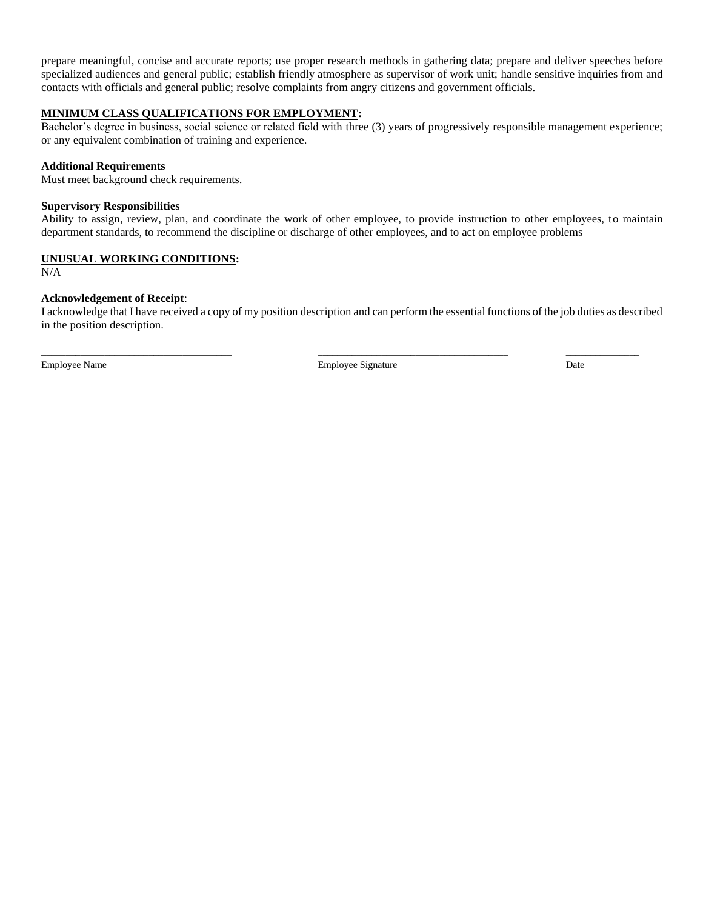prepare meaningful, concise and accurate reports; use proper research methods in gathering data; prepare and deliver speeches before specialized audiences and general public; establish friendly atmosphere as supervisor of work unit; handle sensitive inquiries from and contacts with officials and general public; resolve complaints from angry citizens and government officials.

**MINIMUM CLASS QUALIFICATIONS FOR EMPLOYMENT:**

Bachelor's degree in business, social science or related field with three (3) years of progressively responsible management experience; or any equivalent combination of training and experience.

**Additional Requirements**

Must meet background check requirements.

**Supervisory Responsibilities**

Ability to assign, review, plan, and coordinate the work of other employee, to provide instruction to other employees, to maintain department standards, to recommend the discipline or discharge of other employees, and to act on employee problems

**UNUSUAL WORKING CONDITIONS:**

N/A

**Acknowledgement of Receipt**:

I acknowledge that I have received a copy of my position description and can perform the essential functions of the job duties as described in the position description.

| | | |
|---|---|---|
| ____________________________________ | ____________________________________ | ______________ |
| Employee Name | Employee Signature | Date |